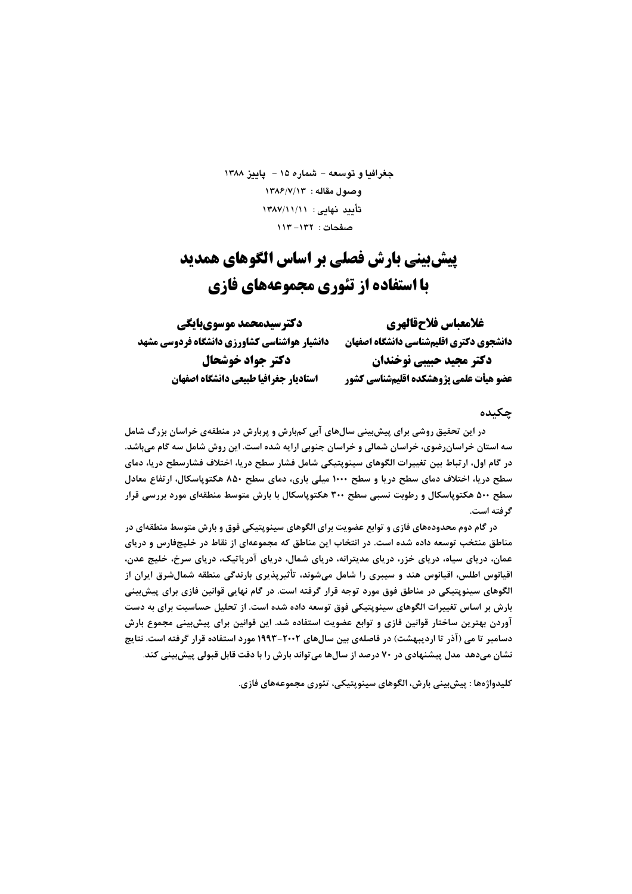جغرافیا و توسعه - شماره ۱۵ - پاییز ۱۳۸۸
وصول مقاله : ۱۳۸۶/۷/۱۳
تأیید نهایی : ۱۳۸۷/۱۱/۱۱
صفحات : ۱۳۲-۱۱۳

# پیش‌بینی بارش فصلی بر اساس الگوهای همدید با استفاده از تئوری مجموعه‌های فازی

**غلامعباس فلاح‌قالهری**
**دانشجوی دکتری اقلیم‌شناسی دانشگاه اصفهان**

**دکترسیدمحمد موسوی‌بایگی**
**دانشیار هواشناسی کشاورزی دانشگاه فردوسی مشهد**

**دکتر مجید حبیبی نوخندان**
**عضو هیأت علمی پژوهشکده اقلیم‌شناسی کشور**

**دکتر جواد خوشحال**
**استادیار جغرافیا طبیعی دانشگاه اصفهان**

## چکیده

**در این تحقیق روشی برای پیش‌بینی سال‌های آبی کم‌بارش و پربارش در منطقه‌ی خراسان بزرگ شامل سه استان خراسان‌رضوی، خراسان شمالی و خراسان جنوبی ارایه شده است. این روش شامل سه گام می‌باشد. در گام اول، ارتباط بین تغییرات الگوهای سینوپتیکی شامل فشار سطح دریا، اختلاف فشارسطح دریا، دمای سطح دریا، اختلاف دمای سطح دریا و سطح ۱۰۰۰ میلی باری، دمای سطح ۸۵۰ هکتوپاسکال، ارتفاع معادل سطح ۵۰۰ هکتوپاسکال و رطوبت نسبی سطح ۳۰۰ هکتوپاسکال با بارش متوسط منطقه‌ای مورد بررسی قرار گرفته است.**

**در گام دوم محدوده‌های فازی و توابع عضویت برای الگوهای سینوپتیکی فوق و بارش متوسط منطقه‌ای در مناطق منتخب توسعه داده شده است. در انتخاب این مناطق که مجموعه‌ای از نقاط در خلیج‌فارس و دریای عمان، دریای سیاه، دریای خزر، دریای مدیترانه، دریای شمال، دریای آدریاتیک، دریای سرخ، خلیج عدن، اقیانوس اطلس، اقیانوس هند و سیبری را شامل می‌شوند، تأثیرپذیری بارندگی منطقه شمال‌شرق ایران از الگوهای سینوپتیکی در مناطق فوق مورد توجه قرار گرفته است. در گام نهایی قوانین فازی برای پیش‌بینی بارش بر اساس تغییرات الگوهای سینوپتیکی فوق توسعه داده شده است. از تحلیل حساسیت برای به دست آوردن بهترین ساختار قوانین فازی و توابع عضویت استفاده شد. این قوانین برای پیش‌بینی مجموع بارش دسامبر تا می (آذر تا اردیبهشت) در فاصله‌ی بین سال‌های ۲۰۰۲-۱۹۹۳ مورد استفاده قرار گرفته است. نتایج نشان می‌دهد مدل پیشنهادی در ۷۰ درصد از سال‌ها می‌تواند بارش را با دقت قابل قبولی پیش‌بینی کند.**

**کلیدواژه‌ها : پیش‌بینی بارش، الگوهای سینوپتیکی، تئوری مجموعه‌های فازی.**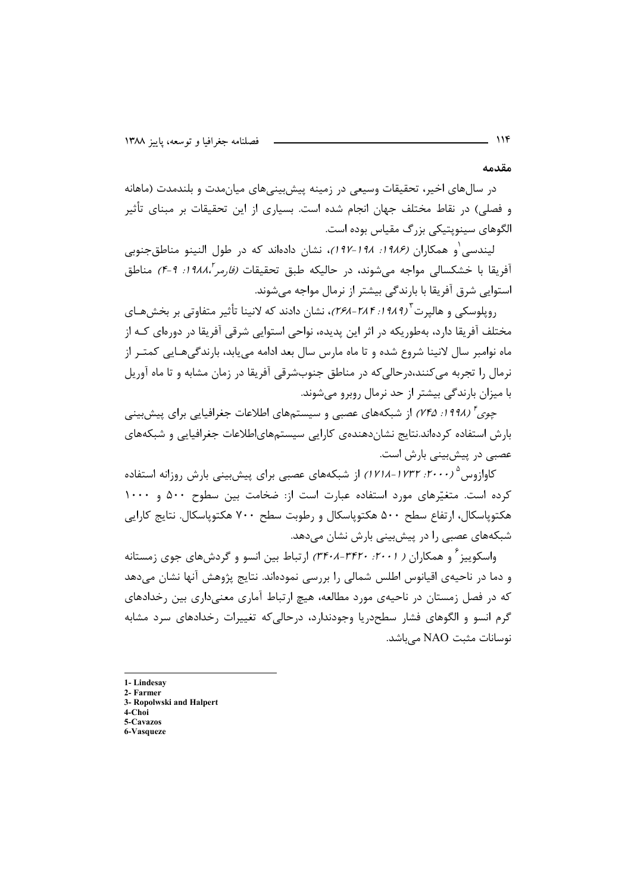## مقدمه

در سال‌های اخیر، تحقیقات وسیعی در زمینه پیش‌بینی‌های میان‌مدت و بلندمدت (ماهانه و فصلی) در نقاط مختلف جهان انجام شده است. بسیاری از این تحقیقات بر مبنای تأثیر الگوهای سینوپتیکی بزرگ مقیاس بوده است.

لیندسی[1] و همکاران *(۱۹۸۶: ۱۹۸-۱۹۷)*، نشان داده‌اند که در طول النینو مناطق‌جنوبی آفریقا با خشکسالی مواجه می‌شوند، در حالیکه طبق تحقیقات *(فارمر[2]،۱۹۸۸: ۹-۴)* مناطق استوایی شرق آفریقا با بارندگی بیشتر از نرمال مواجه می‌شوند.

روپلوسکی و هالپرت[3] *(۱۹۸۹: ۲۸۴-۲۶۸)*، نشان دادند که لانینا تأثیر متفاوتی بر بخش‌هـای مختلف آفریقا دارد، به‌طوریکه در اثر این پدیده، نواحی استوایی شرقی آفریقا در دوره‌ای کـه از ماه نوامبر سال لانینا شروع شده و تا ماه مارس سال بعد ادامه می‌یابد، بارندگی‌هـایی کمتـر از نرمال را تجربه می‌کنند،درحالی‌که در مناطق جنوب‌شرقی آفریقا در زمان مشابه و تا ماه آوریل با میزان بارندگی بیشتر از حد نرمال روبرو می‌شوند.

چوی[4] *(۱۹۹۸: ۷۴۵)* از شبکه‌های عصبی و سیستم‌های اطلاعات جغرافیایی برای پیش‌بینی بارش استفاده کرده‌اند.نتایج نشان‌دهنده‌ی کارایی سیستم‌های‌اطلاعات جغرافیایی و شبکه‌های عصبی در پیش‌بینی بارش است.

کاوازوس[5] *(۲۰۰۰: ۱۷۳۲-۱۷۱۸)* از شبکه‌های عصبی برای پیش‌بینی بارش روزانه استفاده کرده است. متغیّرهای مورد استفاده عبارت است از: ضخامت بین سطوح ۵۰۰ و ۱۰۰۰ هکتوپاسکال، ارتفاع سطح ۵۰۰ هکتوپاسکال و رطوبت سطح ۷۰۰ هکتوپاسکال. نتایج کارایی شبکه‌های عصبی را در پیش‌بینی بارش نشان می‌دهد.

واسکوییز[6] و همکاران *( ۲۰۰۱: ۳۴۲۰-۳۴۰۸)* ارتباط بین انسو و گردش‌های جوی زمستانه و دما در ناحیه‌ی اقیانوس اطلس شمالی را بررسی نموده‌اند. نتایج پژوهش آنها نشان می‌دهد که در فصل زمستان در ناحیه‌ی مورد مطالعه، هیچ ارتباط آماری معنی‌داری بین رخدادهای گرم انسو و الگوهای فشار سطح‌دریا وجودندارد، درحالی‌که تغییرات رخدادهای سرد مشابه نوسانات مثبت NAO می‌باشد.

---

1- Lindesay
2- Farmer
3- Ropolwski and Halpert
4-Choi
5-Cavazos
6-Vasqueze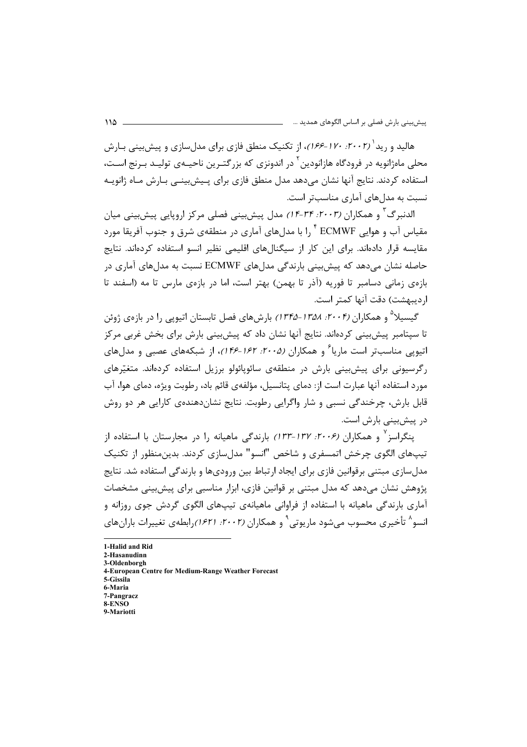هالید و رید[1] (۲۰۰۲: ۱۷۰-۱۶۶)، از تکنیک منطق فازی برای مدل‌سازی و پیش‌بینی بارش محلی ماه‌ژانویه در فرودگاه هازانودین[2] در اندونزی که بزرگترین ناحیه‌ی تولید برنج است، استفاده کردند. نتایج آنها نشان می‌دهد مدل منطق فازی برای پیش‌بینی بارش ماه ژانویه نسبت به مدل‌های آماری مناسب‌تر است.

الدنبرگ[3] و همکاران (۲۰۰۳: ۳۴-۱۴) مدل پیش‌بینی فصلی مرکز اروپایی پیش‌بینی میان مقیاس آب و هوایی ECMWF [4] را با مدل‌های آماری در منطقه‌ی شرق و جنوب آفریقا مورد مقایسه قرار داده‌اند. برای این کار از سیگنال‌های اقلیمی نظیر انسو استفاده کرده‌اند. نتایج حاصله نشان می‌دهد که پیش‌بینی بارندگی مدل‌های ECMWF نسبت به مدل‌های آماری در بازه‌ی زمانی دسامبر تا فوریه (آذر تا بهمن) بهتر است، اما در بازه‌ی مارس تا مه (اسفند تا اردیبهشت) دقت آنها کمتر است.

گیسیلا[5] و همکاران (۲۰۰۴: ۱۳۵۸-۱۳۴۵) بارش‌های فصل تابستان اتیوپی را در بازه‌ی ژوئن تا سپتامبر پیش‌بینی کرده‌اند. نتایج آنها نشان داد که پیش‌بینی بارش برای بخش غربی مرکز اتیوپی مناسب‌تر است ماریا[6] و همکاران (۲۰۰۵: ۱۶۲-۱۴۶)، از شبکه‌های عصبی و مدل‌های رگرسیونی برای پیش‌بینی بارش در منطقه‌ی سائوپائولو برزیل استفاده کرده‌اند. متغیّرهای مورد استفاده آنها عبارت است از: دمای پتانسیل، مؤلفه‌ی قائم باد، رطوبت ویژه، دمای هوا، آب قابل بارش، چرخندگی نسبی و شار واگرایی رطوبت. نتایج نشان‌دهنده‌ی کارایی هر دو روش در پیش‌بینی بارش است.

پنگراسز[7] و همکاران (۲۰۰۶: ۱۳۷-۱۳۳) بارندگی ماهیانه را در مجارستان با استفاده از تیپ‌های الگوی چرخش اتمسفری و شاخص "انسو" مدل‌سازی کردند. بدین‌منظور از تکنیک مدل‌سازی مبتنی برقوانین فازی برای ایجاد ارتباط بین ورودی‌ها و بارندگی استفاده شد. نتایج پژوهش نشان می‌دهد که مدل مبتنی بر قوانین فازی، ابزار مناسبی برای پیش‌بینی مشخصات آماری بارندگی ماهیانه با استفاده از فراوانی ماهیانه‌ی تیپ‌های الگوی گردش جوی روزانه و انسو[8] تأخیری محسوب می‌شود ماریوتی[9] و همکاران (۲۰۰۲: ۱۶۲۱)رابطه‌ی تغییرات باران‌های

---

1-Halid and Rid
2-Hasanudinn
3-Oldenborgh
4-European Centre for Medium-Range Weather Forecast
5-Gissila
6-Maria
7-Pangracz
8-ENSO
9-Mariotti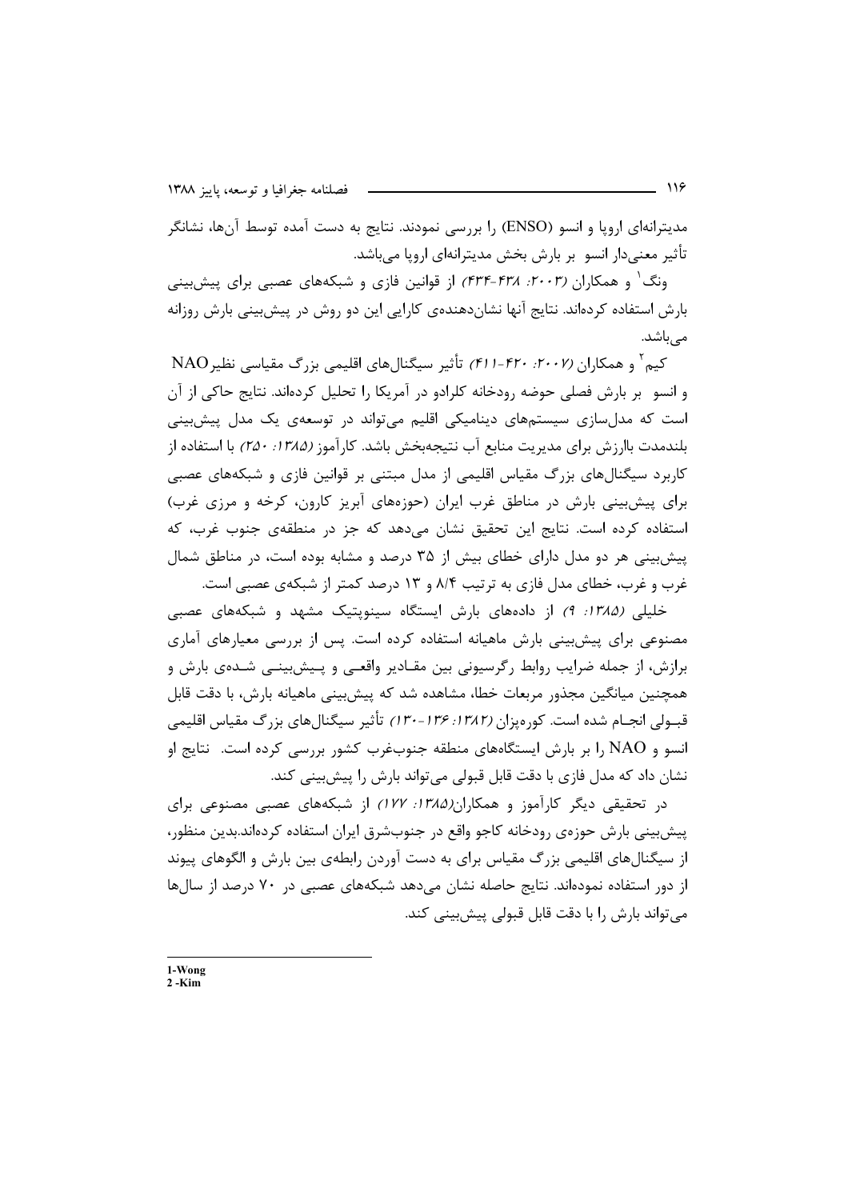مدیترانه‌ای اروپا و انسو (ENSO) را بررسی نمودند. نتایج به دست آمده توسط آن‌ها، نشانگر تأثیر معنی‌دار انسو بر بارش بخش مدیترانه‌ای اروپا می‌باشد.

ونگ[1] و همکاران (*۲۰۰۳: ۴۳۸-۴۳۴*) از قوانین فازی و شبکه‌های عصبی برای پیش‌بینی بارش استفاده کرده‌اند. نتایج آنها نشان‌دهنده‌ی کارایی این دو روش در پیش‌بینی بارش روزانه می‌باشد.

کیم[2] و همکاران (*۲۰۰۷: ۴۲۰-۴۱۱*) تأثیر سیگنال‌های اقلیمی بزرگ مقیاسی نظیر NAO و انسو بر بارش فصلی حوضه رودخانه کلرادو در آمریکا را تحلیل کرده‌اند. نتایج حاکی از آن است که مدل‌سازی سیستم‌های دینامیکی اقلیم می‌تواند در توسعه‌ی یک مدل پیش‌بینی بلندمدت باارزش برای مدیریت منابع آب نتیجه‌بخش باشد. کارآموز (*۱۳۸۵: ۲۵۰*) با استفاده از کاربرد سیگنال‌های بزرگ مقیاس اقلیمی از مدل مبتنی بر قوانین فازی و شبکه‌های عصبی برای پیش‌بینی بارش در مناطق غرب ایران (حوزه‌های آبریز کارون، کرخه و مرزی غرب) استفاده کرده است. نتایج این تحقیق نشان می‌دهد که جز در منطقه‌ی جنوب غرب، که پیش‌بینی هر دو مدل دارای خطای بیش از ۳۵ درصد و مشابه بوده است، در مناطق شمال غرب و غرب، خطای مدل فازی به ترتیب ۸/۴ و ۱۳ درصد کمتر از شبکه‌ی عصبی است.

خلیلی (*۱۳۸۵: ۹*) از داده‌های بارش ایستگاه سینوپتیک مشهد و شبکه‌های عصبی مصنوعی برای پیش‌بینی بارش ماهیانه استفاده کرده است. پس از بررسی معیارهای آماری برازش، از جمله ضرایب روابط رگرسیونی بین مقادیر واقعی و پیش‌بینی شده‌ی بارش و همچنین میانگین مجذور مربعات خطا، مشاهده شد که پیش‌بینی ماهیانه بارش، با دقت قابل قبولی انجام شده است. کوره‌پزان (*۱۳۸۲: ۱۳۶-۱۳۰*) تأثیر سیگنال‌های بزرگ مقیاس اقلیمی انسو و NAO را بر بارش ایستگاه‌های منطقه جنوب‌غرب کشور بررسی کرده است. نتایج او نشان داد که مدل فازی با دقت قابل قبولی می‌تواند بارش را پیش‌بینی کند.

در تحقیقی دیگر کارآموز و همکاران(*۱۳۸۵: ۱۷۷*) از شبکه‌های عصبی مصنوعی برای پیش‌بینی بارش حوزه‌ی رودخانه کاجو واقع در جنوب‌شرق ایران استفاده کرده‌اند.بدین منظور، از سیگنال‌های اقلیمی بزرگ مقیاس برای به دست آوردن رابطه‌ی بین بارش و الگوهای پیوند از دور استفاده نموده‌اند. نتایج حاصله نشان می‌دهد شبکه‌های عصبی در ۷۰ درصد از سال‌ها می‌تواند بارش را با دقت قابل قبولی پیش‌بینی کند.

---

1-Wong
2 -Kim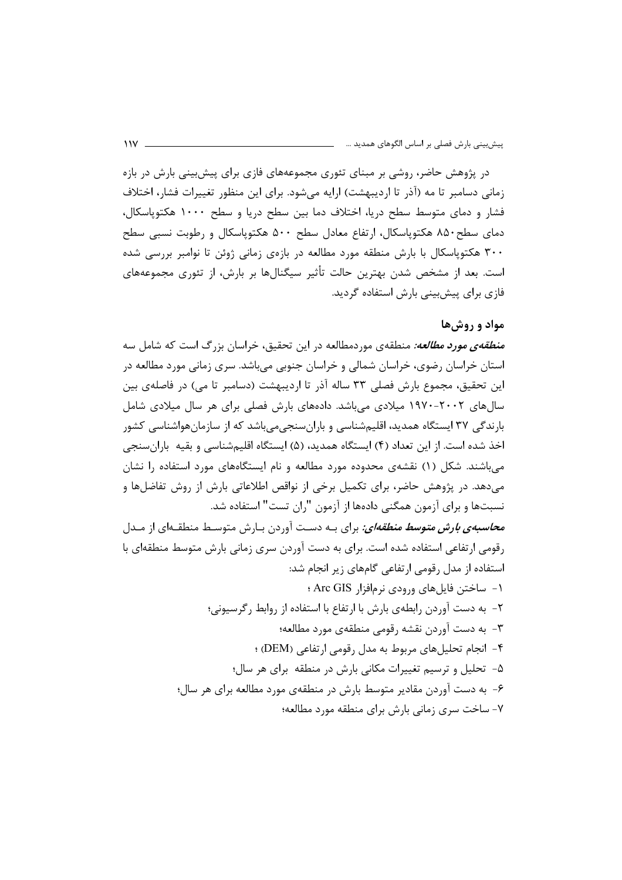در پژوهش حاضر، روشی بر مبنای تئوری مجموعه‌های فازی برای پیش‌بینی بارش در بازه زمانی دسامبر تا مه (آذر تا اردیبهشت) ارایه می‌شود. برای این منظور تغییرات فشار، اختلاف فشار و دمای متوسط سطح دریا، اختلاف دما بین سطح دریا و سطح ۱۰۰۰ هکتوپاسکال، دمای سطح ۸۵۰ هکتوپاسکال، ارتفاع معادل سطح ۵۰۰ هکتوپاسکال و رطوبت نسبی سطح ۳۰۰ هکتوپاسکال با بارش منطقه مورد مطالعه در بازه‌ی زمانی ژوئن تا نوامبر بررسی شده است. بعد از مشخص شدن بهترین حالت تأثیر سیگنال‌ها بر بارش، از تئوری مجموعه‌های فازی برای پیش‌بینی بارش استفاده گردید.

## مواد و روش‌ها

***منطقه‌ی مورد مطالعه:*** منطقه‌ی موردمطالعه در این تحقیق، خراسان بزرگ است که شامل سه استان خراسان رضوی، خراسان شمالی و خراسان جنوبی می‌باشد. سری زمانی مورد مطالعه در این تحقیق، مجموع بارش فصلی ۳۳ ساله آذر تا اردیبهشت (دسامبر تا می) در فاصله‌ی بین سال‌های ۲۰۰۲-۱۹۷۰ میلادی می‌باشد. داده‌های بارش فصلی برای هر سال میلادی شامل بارندگی ۳۷ ایستگاه همدید، اقلیم‌شناسی و باران‌سنجی‌می‌باشد که از سازمان‌هواشناسی کشور اخذ شده است. از این تعداد (۴) ایستگاه همدید، (۵) ایستگاه اقلیم‌شناسی و بقیه باران‌سنجی می‌باشند. شکل (۱) نقشه‌ی محدوده مورد مطالعه و نام ایستگاه‌های مورد استفاده را نشان می‌دهد. در پژوهش حاضر، برای تکمیل برخی از نواقص اطلاعاتی بارش از روش تفاضل‌ها و نسبت‌ها و برای آزمون همگنی داده‌ها از آزمون "ران تست" استفاده شد.

***محاسبه‌ی بارش متوسط منطقه‌ای:*** برای بـه دسـت آوردن بـارش متوسـط منطقـه‌ای از مـدل رقومی ارتفاعی استفاده شده است. برای به دست آوردن سری زمانی بارش متوسط منطقه‌ای با استفاده از مدل رقومی ارتفاعی گام‌های زیر انجام شد:

۱- ساختن فایل‌های ورودی نرم‌افزار Arc GIS ؛

۲- به دست آوردن رابطه‌ی بارش با ارتفاع با استفاده از روابط رگرسیونی؛

۳- به دست آوردن نقشه رقومی منطقه‌ی مورد مطالعه؛

۴- انجام تحلیل‌های مربوط به مدل رقومی ارتفاعی (DEM) ؛

۵- تحلیل و ترسیم تغییرات مکانی بارش در منطقه برای هر سال؛

۶- به دست آوردن مقادیر متوسط بارش در منطقه‌ی مورد مطالعه برای هر سال؛

۷- ساخت سری زمانی بارش برای منطقه مورد مطالعه؛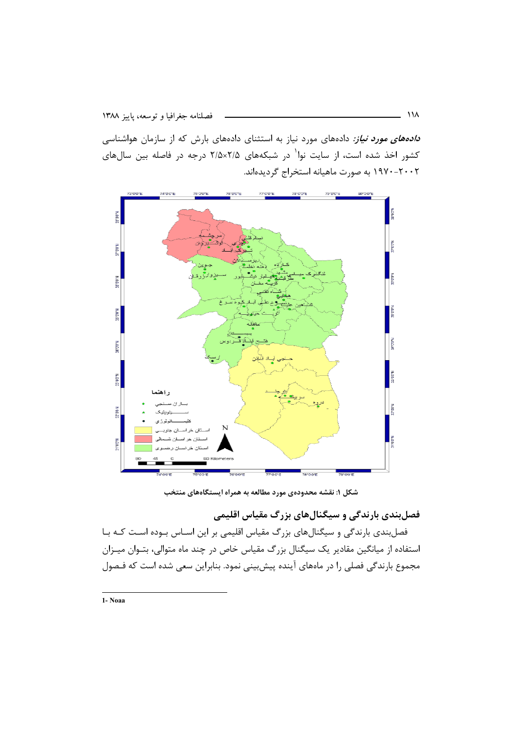***داده‌های مورد نیاز:*** داده‌های مورد نیاز به استثنای داده‌های بارش که از سازمان هواشناسی کشور اخذ شده است، از سایت نوا[1] در شبکه‌های ۲/۵×۲/۵ درجه در فاصله بین سال‌های ۲۰۰۲-۱۹۷۰ به صورت ماهیانه استخراج گردیده‌اند.

**شکل ۱: نقشه محدوده‌ی مورد مطالعه به همراه ایستگاه‌های منتخب**

## فصل‌بندی بارندگی و سیگنال‌های بزرگ مقیاس اقلیمی

فصل‌بندی بارندگی و سیگنال‌های بزرگ مقیاس اقلیمی بر این اساس بوده است که با استفاده از میانگین مقادیر یک سیگنال بزرگ مقیاس خاص در چند ماه متوالی، بتوان میزان مجموع بارندگی فصلی را در ماه‌های آینده پیش‌بینی نمود. بنابراین سعی شده است که فصول

---

1- Noaa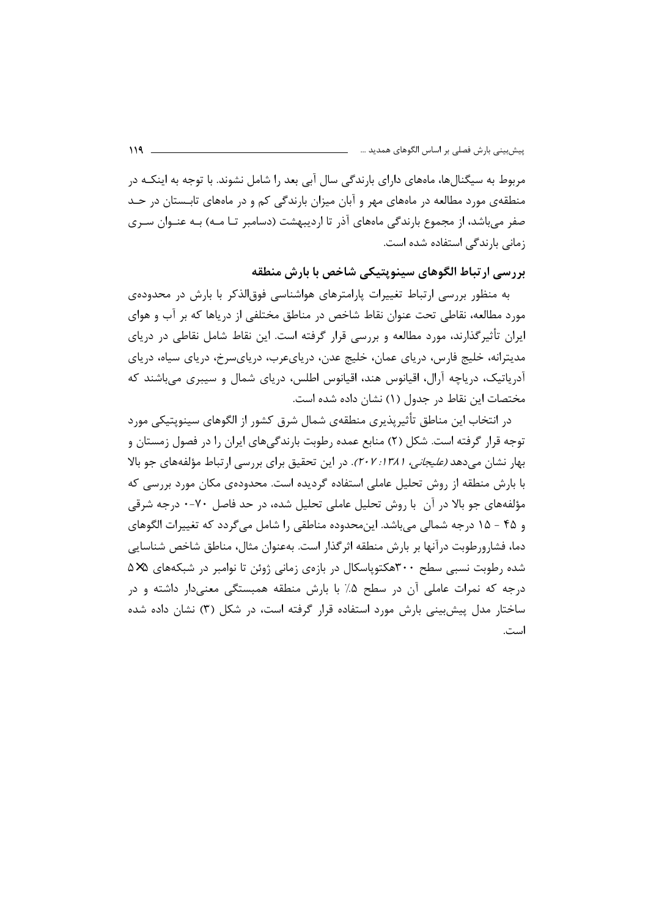مربوط به سیگنال‌ها، ماه‌های دارای بارندگی سال آبی بعد را شامل نشوند. با توجه به اینکه در منطقه‌ی مورد مطالعه در ماه‌های مهر و آبان میزان بارندگی کم و در ماه‌های تابستان در حد صفر می‌باشد، از مجموع بارندگی ماه‌های آذر تا اردیبهشت (دسامبر تا مه) به عنوان سری زمانی بارندگی استفاده شده است.

## بررسی ارتباط الگوهای سینوپتیکی شاخص با بارش منطقه

به منظور بررسی ارتباط تغییرات پارامترهای هواشناسی فوق‌الذکر با بارش در محدوده‌ی مورد مطالعه، نقاطی تحت عنوان نقاط شاخص در مناطق مختلفی از دریاها که بر آب و هوای ایران تأثیرگذارند، مورد مطالعه و بررسی قرار گرفته است. این نقاط شامل نقاطی در دریای مدیترانه، خلیج فارس، دریای عمان، خلیج عدن، دریای‌عرب، دریای‌سرخ، دریای سیاه، دریای آدریاتیک، دریاچه آرال، اقیانوس هند، اقیانوس اطلس، دریای شمال و سیبری می‌باشند که مختصات این نقاط در جدول (۱) نشان داده شده است.

در انتخاب این مناطق تأثیرپذیری منطقه‌ی شمال شرق کشور از الگوهای سینوپتیکی مورد توجه قرار گرفته است. شکل (۲) منابع عمده رطوبت بارندگی‌های ایران را در فصول زمستان و بهار نشان می‌دهد *(علیجانی، ۱۳۸۱: ۲۰۷)*. در این تحقیق برای بررسی ارتباط مؤلفه‌های جو بالا با بارش منطقه از روش تحلیل عاملی استفاده گردیده است. محدوده‌ی مکان مورد بررسی که مؤلفه‌های جو بالا در آن با روش تحلیل عاملی تحلیل شده، در حد فاصل ۷۰-۰ درجه شرقی و ۴۵ - ۱۵ درجه شمالی می‌باشد. این‌محدوده مناطقی را شامل می‌گردد که تغییرات الگوهای دما، فشارورطوبت درآنها بر بارش منطقه اثرگذار است. به‌عنوان مثال، مناطق شاخص شناسایی شده رطوبت نسبی سطح ۳۰۰هکتوپاسکال در بازه‌ی زمانی ژوئن تا نوامبر در شبکه‌های ۵×۵ درجه که نمرات عاملی آن در سطح ۵٪ با بارش منطقه همبستگی معنی‌دار داشته و در ساختار مدل پیش‌بینی بارش مورد استفاده قرار گرفته است، در شکل (۳) نشان داده شده است.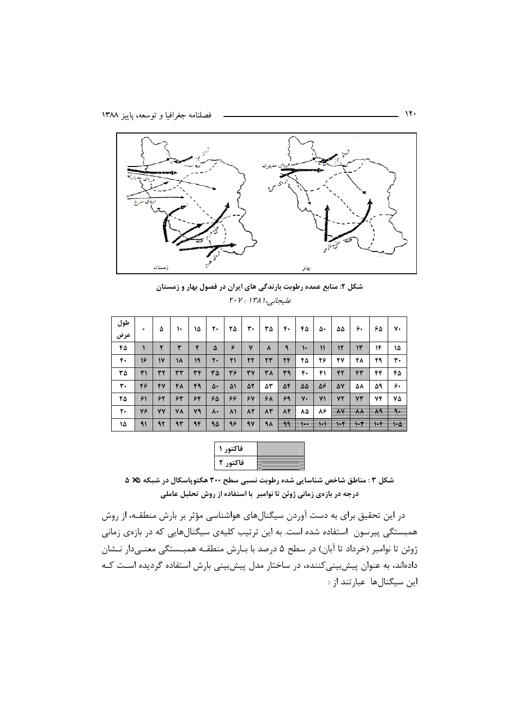شکل ۲: منابع عمده رطوبت بارندگی های ایران در فصول بهار و زمستان

*علیجانی،۱۳۸۱ : ۲۰۷*

| طول / عرض | ۰ | ۵ | ۱۰ | ۱۵ | ۲۰ | ۲۵ | ۳۰ | ۳۵ | ۴۰ | ۴۵ | ۵۰ | ۵۵ | ۶۰ | ۶۵ | ۷۰ |
|---|---|---|---|---|---|---|---|---|---|---|---|---|---|---|---|
| ۴۵ | ۱ | ۲ | ۳ | ۴ | ۵ | ۶ | ۷ | ۸ | ۹ | ۱۰ | ۱۱ | ۱۲ | ۱۳ | ۱۴ | ۱۵ |
| ۴۰ | ۱۶ | ۱۷ | ۱۸ | ۱۹ | ۲۰ | ۲۱ | ۲۲ | ۲۳ | ۲۴ | ۲۵ | ۲۶ | ۲۷ | ۲۸ | ۲۹ | ۳۰ |
| ۳۵ | ۳۱ | ۳۲ | ۳۳ | ۳۴ | ۳۵ | ۳۶ | ۳۷ | ۳۸ | ۳۹ | ۴۰ | ۴۱ | ۴۲ | ۴۳ | ۴۴ | ۴۵ |
| ۳۰ | ۴۶ | ۴۷ | ۴۸ | ۴۹ | ۵۰ | ۵۱ | ۵۲ | ۵۳ | ۵۴ | ۵۵ | ۵۶ | ۵۷ | ۵۸ | ۵۹ | ۶۰ |
| ۲۵ | ۶۱ | ۶۲ | ۶۳ | ۶۴ | ۶۵ | ۶۶ | ۶۷ | ۶۸ | ۶۹ | ۷۰ | ۷۱ | ۷۲ | ۷۳ | ۷۴ | ۷۵ |
| ۲۰ | ۷۶ | ۷۷ | ۷۸ | ۷۹ | ۸۰ | ۸۱ | ۸۲ | ۸۳ | ۸۴ | ۸۵ | ۸۶ | ۸۷ | ۸۸ | ۸۹ | ۹۰ |
| ۱۵ | ۹۱ | ۹۲ | ۹۳ | ۹۴ | ۹۵ | ۹۶ | ۹۷ | ۹۸ | ۹۹ | ۱۰۰ | ۱۰۱ | ۱۰۲ | ۱۰۳ | ۱۰۴ | ۱۰۵ |

| فاکتور ۱ | |
|---|---|
| فاکتور ۲ | |

**شکل ۳ : مناطق شاخص شناسایی شده رطوبت نسبی سطح ۳۰۰ هکتوپاسکال در شبکه ۵×۵ درجه در بازه‌ی زمانی ژوئن تا نوامبر با استفاده از روش تحلیل عاملی**

در این تحقیق برای به دست آوردن سیگنال‌های هواشناسی مؤثر بر بارش منطقـه، از روش همبستگی پیرسون استفاده شده است. به این ترتیب کلیه‌ی سیگنال‌هایی که در بازه‌ی زمانی ژوئن تا نوامبر (خرداد تا آبان) در سطح ۵ درصد با بـارش منطقـه همبـستگی معنـی‌دار نـشان داده‌اند، به عنوان پیش‌بینی‌کننده، در ساختار مدل پیش‌بینی بارش استفاده گردیده اسـت کـه این سیگنال‌ها عبارتند از :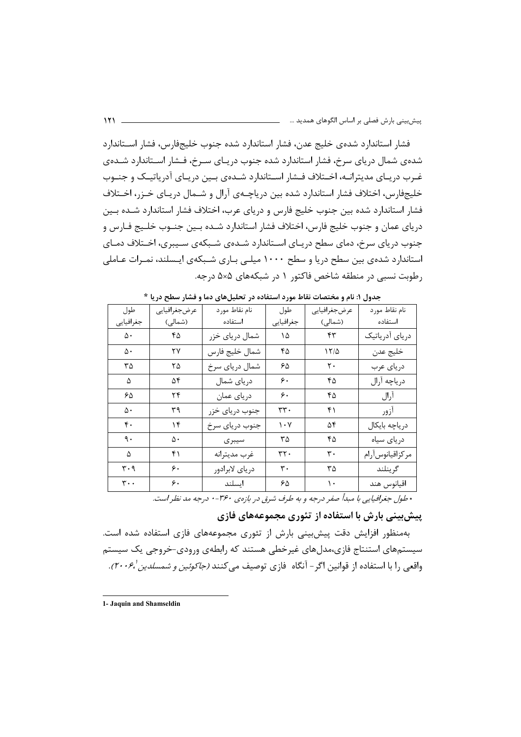فشار استاندارد شده‌ی خلیج عدن، فشار استاندارد شده جنوب خلیج‌فارس، فشار استاندارد شده‌ی شمال دریای سرخ، فشار استاندارد شده جنوب دریای سرخ، فشار استاندارد شده‌ی غرب دریای مدیترانه، اختلاف فشار استاندارد شده‌ی بین دریای آدریاتیک و جنوب خلیج‌فارس، اختلاف فشار استاندارد شده بین دریاچه‌ی آرال و شمال دریای خزر، اختلاف فشار استاندارد شده بین جنوب خلیج فارس و دریای عرب، اختلاف فشار استاندارد شده بین دریای عمان و جنوب خلیج فارس، اختلاف فشار استاندارد شده بین جنوب خلیج فارس و جنوب دریای سرخ، دمای سطح دریای استاندارد شده‌ی شبکه‌ی سیبری، اختلاف دمای استاندارد شده‌ی بین سطح دریا و سطح ۱۰۰۰ میلی باری شبکه‌ی ایسلند، نمرات عاملی رطوبت نسبی در منطقه شاخص فاکتور ۱ در شبکه‌های ۵×۵ درجه.

**جدول ۱: نام و مختصات نقاط مورد استفاده در تحلیل‌های دما و فشار سطح دریا ***

| نام نقاط مورد استفاده | عرض‌جغرافیایی (شمالی) | طول جغرافیایی | نام نقاط مورد استفاده | عرض‌جغرافیایی (شمالی) | طول جغرافیایی |
|---|---|---|---|---|---|
| دریای آدریاتیک | ۴۳ | ۱۵ | شمال دریای خزر | ۴۵ | ۵۰ |
| خلیج عدن | ۱۲/۵ | ۴۵ | شمال خلیج فارس | ۲۷ | ۵۰ |
| دریای عرب | ۲۰ | ۶۵ | شمال دریای سرخ | ۲۵ | ۳۵ |
| دریاچه آرال | ۴۵ | ۶۰ | دریای شمال | ۵۴ | ۵ |
| آرال | ۴۵ | ۶۰ | دریای عمان | ۲۴ | ۶۵ |
| آزور | ۴۱ | ۳۳۰ | جنوب دریای خزر | ۳۹ | ۵۰ |
| دریاچه بایکال | ۵۴ | ۱۰۷ | جنوب دریای سرخ | ۱۴ | ۴۰ |
| دریای سیاه | ۴۵ | ۳۵ | سیبری | ۵۰ | ۹۰ |
| مرکزاقیانوس‌آرام | ۳۰ | ۳۲۰ | غرب مدیترانه | ۴۱ | ۵ |
| گرینلند | ۳۵ | ۳۰ | دریای لابرادور | ۶۰ | ۳۰۹ |
| اقیانوس هند | ۱۰ | ۶۵ | ایسلند | ۶۰ | ۳۰۰ |

*\* طول جغرافیایی با مبدأ صفر درجه و به طرف شرق در بازه‌ی ۳۶۰-۰ درجه مد نظر است.*

## پیش‌بینی بارش با استفاده از تئوری مجموعه‌های فازی

به‌منظور افزایش دقت پیش‌بینی بارش از تئوری مجموعه‌های فازی استفاده شده است. سیستم‌های استنتاج فازی،مدل‌های غیرخطی هستند که رابطه‌ی ورودی-خروجی یک سیستم واقعی را با استفاده از قوانین اگر- آنگاه فازی توصیف می‌کنند *(جاکوئین و شمسلدین[1]،۲۰۰۶)*.

1- Jaquin and Shamseldin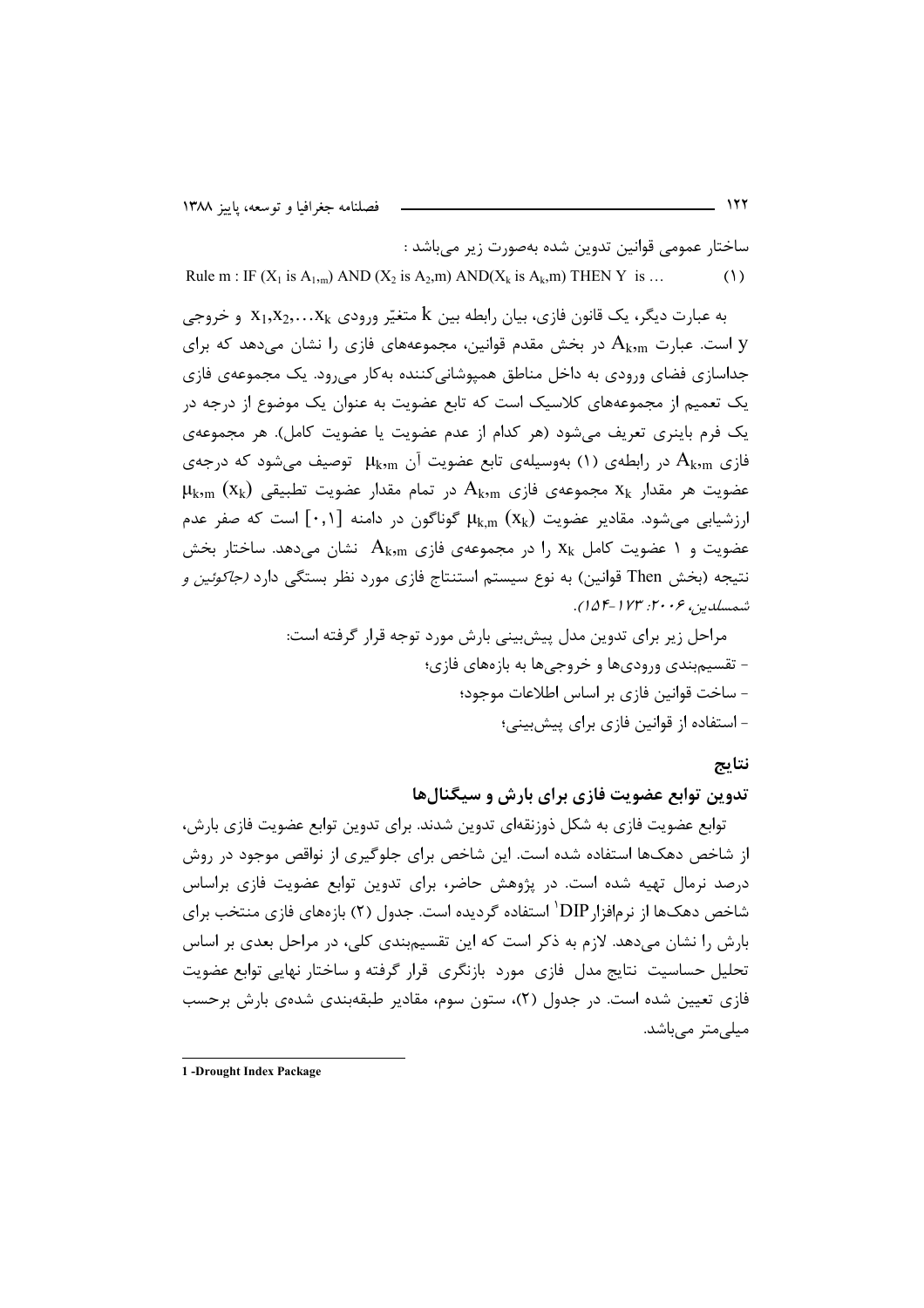ساختار عمومی قوانین تدوین شده به‌صورت زیر می‌باشد :

$$\text{Rule m : IF } (X_1 \text{ is } A_{1,m}) \text{ AND } (X_2 \text{ is } A_2,m) \text{ AND}(X_k \text{ is } A_k,m) \text{ THEN Y is} \ldots \qquad (1)$$

به عبارت دیگر، یک قانون فازی، بیان رابطه بین $k$ متغیّر ورودی $x_1,x_2,\ldots x_k$ و خروجی $y$ است. عبارت $A_{k,m}$ در بخش مقدم قوانین، مجموعه‌های فازی را نشان می‌دهد که برای جداسازی فضای ورودی به داخل مناطق همپوشانی‌کننده به‌کار می‌رود. یک مجموعه‌ی فازی یک تعمیم از مجموعه‌های کلاسیک است که تابع عضویت به عنوان یک موضوع از درجه در یک فرم باینری تعریف می‌شود (هر کدام از عدم عضویت یا عضویت کامل). هر مجموعه‌ی فازی $A_{k,m}$ در رابطه‌ی (۱) به‌وسیله‌ی تابع عضویت آن $\mu_{k,m}$ توصیف می‌شود که درجه‌ی عضویت هر مقدار $x_k$ مجموعه‌ی فازی $A_{k,m}$ در تمام مقدار عضویت تطبیقی $\mu_{k,m}(x_k)$ ارزشیابی می‌شود. مقادیر عضویت $\mu_{k,m}(x_k)$ گوناگون در دامنه $[0,1]$ است که صفر عدم عضویت و ۱ عضویت کامل $x_k$ را در مجموعه‌ی فازی $A_{k,m}$ نشان می‌دهد. ساختار بخش نتیجه (بخش Then قوانین) به نوع سیستم استنتاج فازی مورد نظر بستگی دارد *(جاکوئین و شمسلدین، ۲۰۰۶: ۱۷۳-۱۵۴)*.

مراحل زیر برای تدوین مدل پیش‌بینی بارش مورد توجه قرار گرفته است:

- تقسیم‌بندی ورودی‌ها و خروجی‌ها به بازه‌های فازی؛
- ساخت قوانین فازی بر اساس اطلاعات موجود؛
- استفاده از قوانین فازی برای پیش‌بینی؛

## نتایج

### تدوین توابع عضویت فازی برای بارش و سیگنال‌ها

توابع عضویت فازی به شکل ذوزنقه‌ای تدوین شدند. برای تدوین توابع عضویت فازی بارش، از شاخص دهک‌ها استفاده شده است. این شاخص برای جلوگیری از نواقص موجود در روش درصد نرمال تهیه شده است. در پژوهش حاضر، برای تدوین توابع عضویت فازی براساس شاخص دهک‌ها از نرم‌افزار DIP[1] استفاده گردیده است. جدول (۲) بازه‌های فازی منتخب برای بارش را نشان می‌دهد. لازم به ذکر است که این تقسیم‌بندی کلی، در مراحل بعدی بر اساس تحلیل حساسیت نتایج مدل فازی مورد بازنگری قرار گرفته و ساختار نهایی توابع عضویت فازی تعیین شده است. در جدول (۲)، ستون سوم، مقادیر طبقه‌بندی شده‌ی بارش برحسب میلی‌متر می‌باشد.

---

1 -Drought Index Package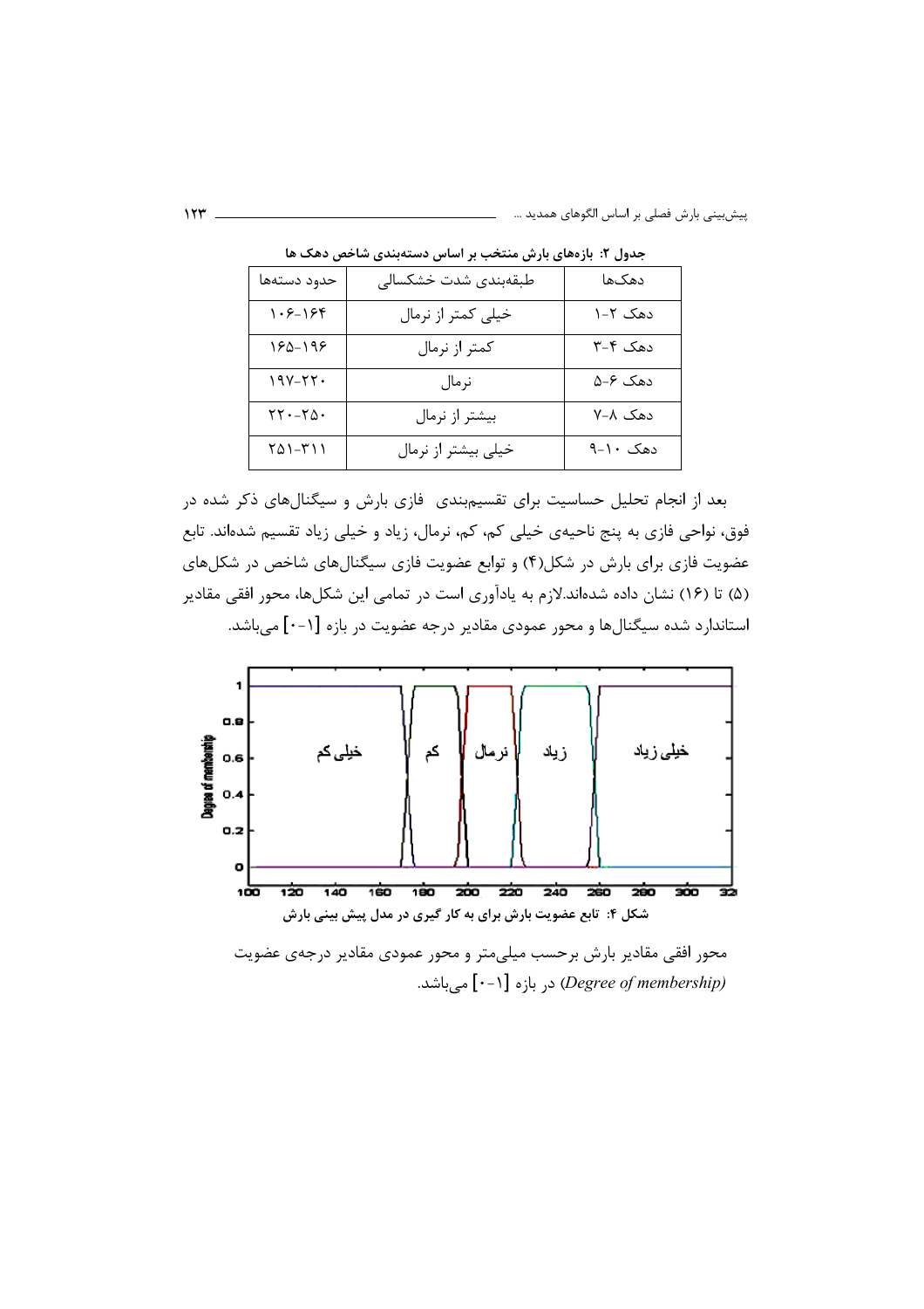**جدول ۲: بازه‌های بارش منتخب بر اساس دسته‌بندی شاخص دهک ها**

| دهک‌ها | طبقه‌بندی شدت خشکسالی | حدود دسته‌ها |
|---|---|---|
| دهک ۲-۱ | خیلی کمتر از نرمال | ۱۶۴-۱۰۶ |
| دهک ۴-۳ | کمتر از نرمال | ۱۹۶-۱۶۵ |
| دهک ۶-۵ | نرمال | ۲۲۰-۱۹۷ |
| دهک ۸-۷ | بیشتر از نرمال | ۲۵۰-۲۲۰ |
| دهک ۱۰-۹ | خیلی بیشتر از نرمال | ۳۱۱-۲۵۱ |

بعد از انجام تحلیل حساسیت برای تقسیم‌بندی فازی بارش و سیگنال‌های ذکر شده در فوق، نواحی فازی به پنج ناحیه‌ی خیلی کم، کم، نرمال، زیاد و خیلی زیاد تقسیم شده‌اند. تابع عضویت فازی برای بارش در شکل(۴) و توابع عضویت فازی سیگنال‌های شاخص در شکل‌های (۵) تا (۱۶) نشان داده شده‌اند.لازم به یادآوری است در تمامی این شکل‌ها، محور افقی مقادیر استاندارد شده سیگنال‌ها و محور عمودی مقادیر درجه عضویت در بازه [۱-۰] می‌باشد.

**شکل ۴: تابع عضویت بارش برای به کار گیری در مدل پیش بینی بارش**

محور افقی مقادیر بارش برحسب میلی‌متر و محور عمودی مقادیر درجه‌ی عضویت *(Degree of membership)* در بازه [۱-۰] می‌باشد.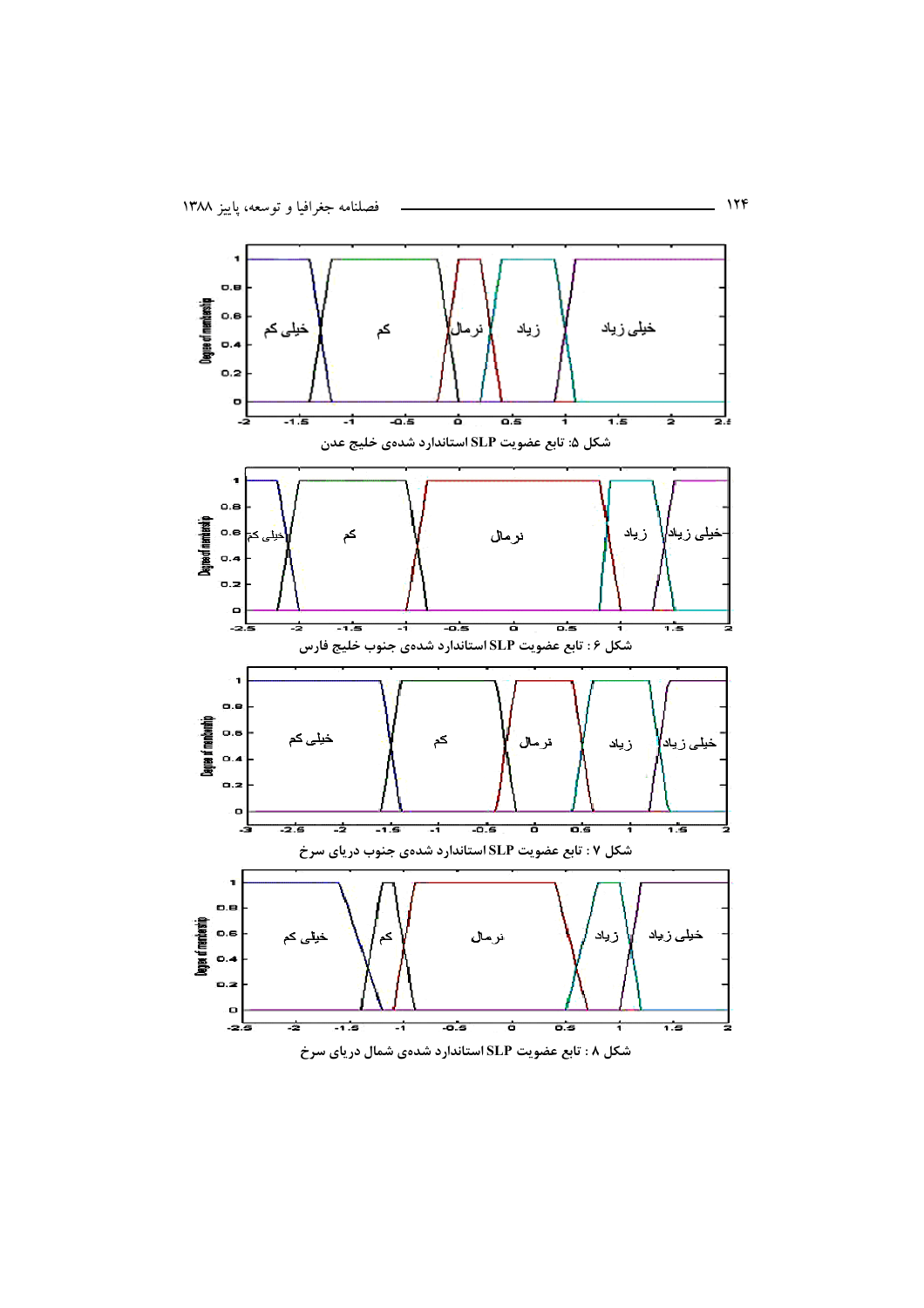شکل ۵: تابع عضویت SLP استاندارد شده‌ی خلیج عدن

شکل ۶ : تابع عضویت SLP استاندارد شده‌ی جنوب خلیج فارس

شکل ۷ : تابع عضویت SLP استاندارد شده‌ی جنوب دریای سرخ

شکل ۸ : تابع عضویت SLP استاندارد شده‌ی شمال دریای سرخ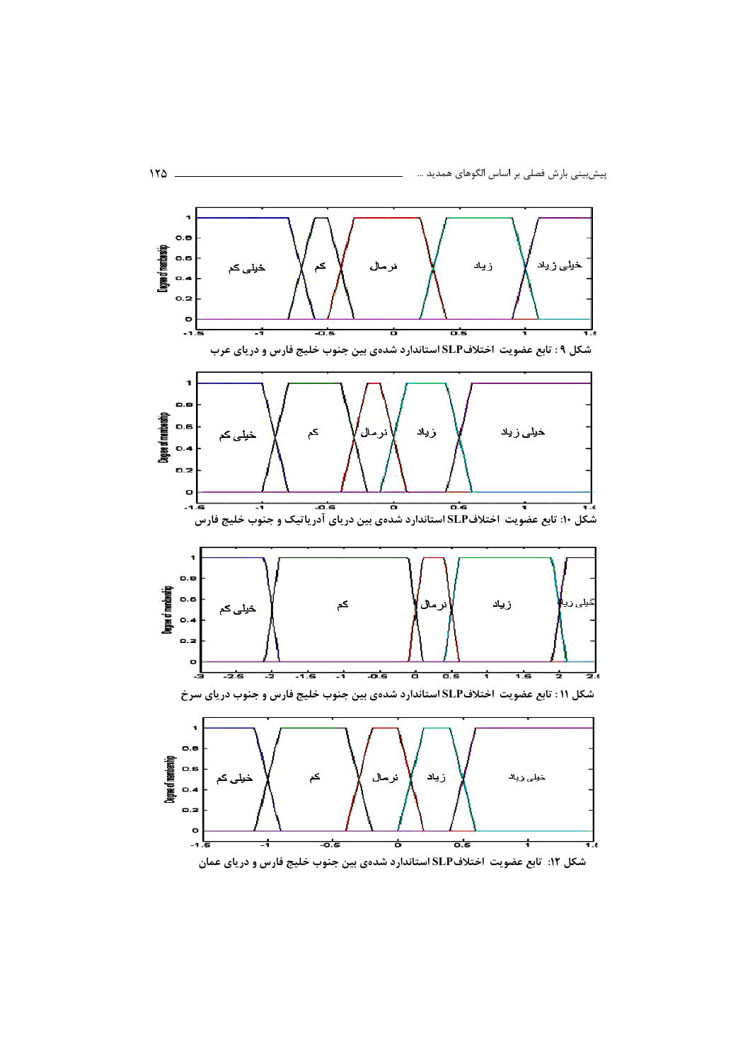شکل ۹ : تابع عضویت اختلاف SLP استاندارد شده‌ی بین جنوب خلیج فارس و دریای عرب

شکل ۱۰: تابع عضویت اختلاف SLP استاندارد شده‌ی بین دریای آدریاتیک و جنوب خلیج فارس

شکل ۱۱ : تابع عضویت اختلاف SLP استاندارد شده‌ی بین جنوب خلیج فارس و جنوب دریای سرخ

شکل ۱۲: تابع عضویت اختلاف SLP استاندارد شده‌ی بین جنوب خلیج فارس و دریای عمان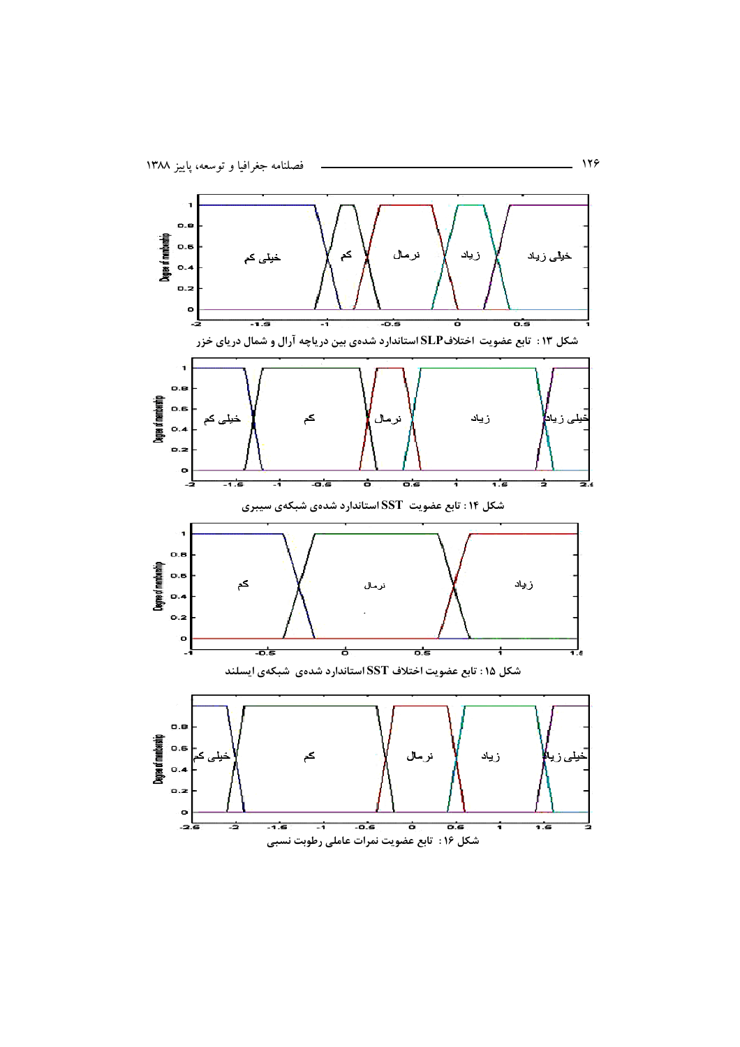شکل ۱۳ : تابع عضویت اختلاف SLP استاندارد شده‌ی بین دریاچه آرال و شمال دریای خزر

شکل ۱۴ : تابع عضویت SST استاندارد شده‌ی شبکه‌ی سیبری

شکل ۱۵ : تابع عضویت اختلاف SST استاندارد شده‌ی شبکه‌ی ایسلند

شکل ۱۶ : تابع عضویت نمرات عاملی رطوبت نسبی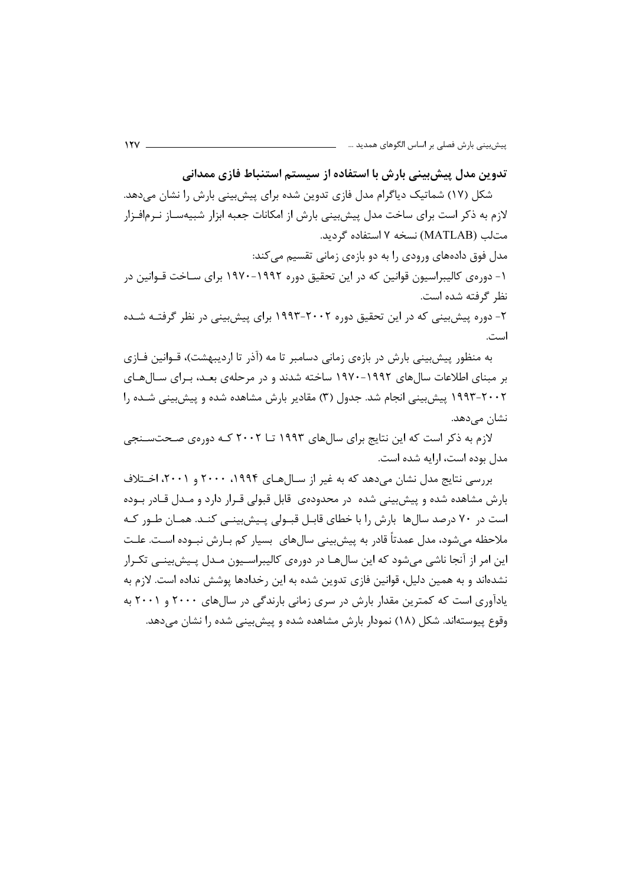### تدوین مدل پیش‌بینی بارش با استفاده از سیستم استنباط فازی ممدانی

شکل (۱۷) شماتیک دیاگرام مدل فازی تدوین شده برای پیش‌بینی بارش را نشان می‌دهد. لازم به ذکر است برای ساخت مدل پیش‌بینی بارش از امکانات جعبه ابزار شبیه‌ساز نرم‌افزار متلب (MATLAB) نسخه ۷ استفاده گردید.

مدل فوق داده‌های ورودی را به دو بازه‌ی زمانی تقسیم می‌کند:

۱- دوره‌ی کالیبراسیون قوانین که در این تحقیق دوره ۱۹۹۲-۱۹۷۰ برای ساخت قوانین در نظر گرفته شده است.

۲- دوره پیش‌بینی که در این تحقیق دوره ۲۰۰۲-۱۹۹۳ برای پیش‌بینی در نظر گرفته شده است.

به منظور پیش‌بینی بارش در بازه‌ی زمانی دسامبر تا مه (آذر تا اردیبهشت)، قوانین فازی بر مبنای اطلاعات سال‌های ۱۹۹۲-۱۹۷۰ ساخته شدند و در مرحله‌ی بعد، برای سال‌های ۲۰۰۲-۱۹۹۳ پیش‌بینی انجام شد. جدول (۳) مقادیر بارش مشاهده شده و پیش‌بینی شده را نشان می‌دهد.

لازم به ذکر است که این نتایج برای سال‌های ۱۹۹۳ تا ۲۰۰۲ که دوره‌ی صحت‌سنجی مدل بوده است، ارایه شده است.

بررسی نتایج مدل نشان می‌دهد که به غیر از سال‌های ۱۹۹۴، ۲۰۰۰ و ۲۰۰۱، اختلاف بارش مشاهده شده و پیش‌بینی شده در محدوده‌ی قابل قبولی قرار دارد و مدل قادر بوده است در ۷۰ درصد سال‌ها بارش را با خطای قابل قبولی پیش‌بینی کند. همان طور که ملاحظه می‌شود، مدل عمدتاً قادر به پیش‌بینی سال‌های بسیار کم بارش نبوده است. علت این امر از آنجا ناشی می‌شود که این سال‌ها در دوره‌ی کالیبراسیون مدل پیش‌بینی تکرار نشده‌اند و به همین دلیل، قوانین فازی تدوین شده به این رخدادها پوشش نداده است. لازم به یادآوری است که کمترین مقدار بارش در سری زمانی بارندگی در سال‌های ۲۰۰۰ و ۲۰۰۱ به وقوع پیوسته‌اند. شکل (۱۸) نمودار بارش مشاهده شده و پیش‌بینی شده را نشان می‌دهد.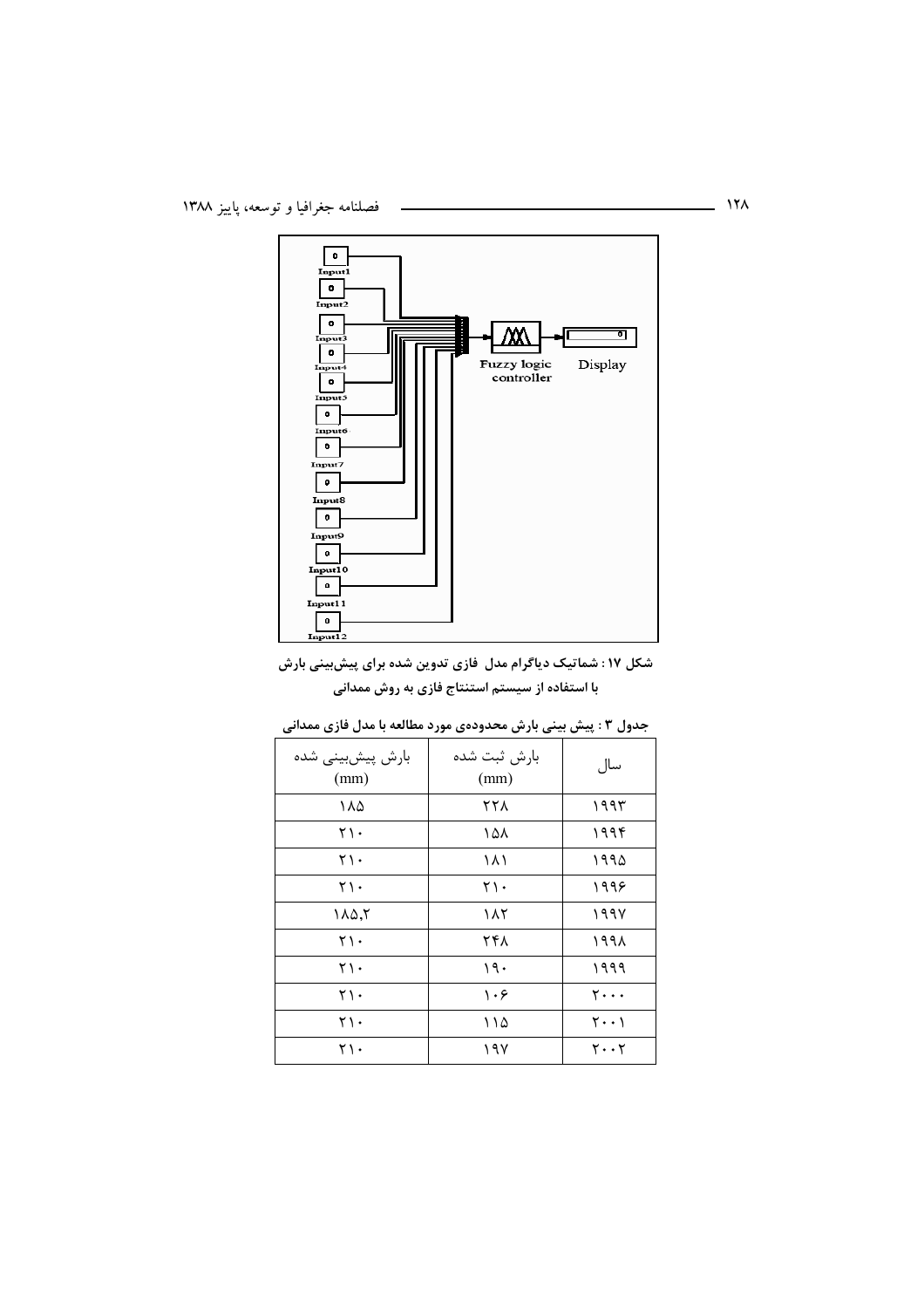شکل ۱۷ : شماتیک دیاگرام مدل فازی تدوین شده برای پیش‌بینی بارش با استفاده از سیستم استنتاج فازی به روش ممدانی

جدول ۳ : پیش بینی بارش محدوده‌ی مورد مطالعه با مدل فازی ممدانی

| سال | بارش ثبت شده (mm) | بارش پیش‌بینی شده (mm) |
|---|---|---|
| ۱۹۹۳ | ۲۲۸ | ۱۸۵ |
| ۱۹۹۴ | ۱۵۸ | ۲۱۰ |
| ۱۹۹۵ | ۱۸۱ | ۲۱۰ |
| ۱۹۹۶ | ۲۱۰ | ۲۱۰ |
| ۱۹۹۷ | ۱۸۲ | ۱۸۵,۲ |
| ۱۹۹۸ | ۲۴۸ | ۲۱۰ |
| ۱۹۹۹ | ۱۹۰ | ۲۱۰ |
| ۲۰۰۰ | ۱۰۶ | ۲۱۰ |
| ۲۰۰۱ | ۱۱۵ | ۲۱۰ |
| ۲۰۰۲ | ۱۹۷ | ۲۱۰ |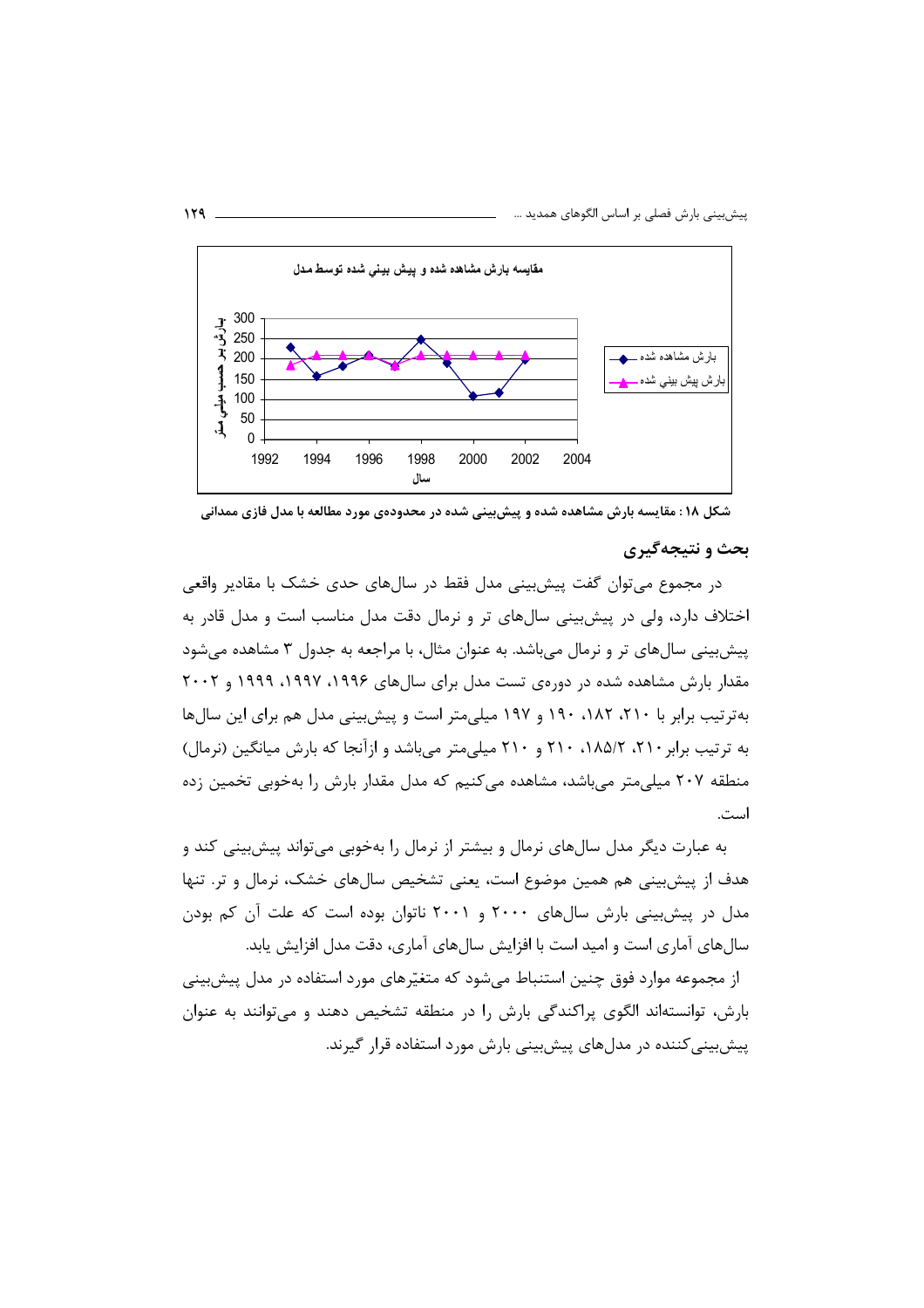مقايسه بارش مشاهده شده و پيش بيني شده توسط مدل

شکل ۱۸: مقایسه بارش مشاهده شده و پیش‌بینی شده در محدوده‌ی مورد مطالعه با مدل فازی ممدانی

## بحث و نتیجه‌گیری

در مجموع می‌توان گفت پیش‌بینی مدل فقط در سال‌های حدی خشک با مقادیر واقعی اختلاف دارد، ولی در پیش‌بینی سال‌های تر و نرمال دقت مدل مناسب است و مدل قادر به پیش‌بینی سال‌های تر و نرمال می‌باشد. به عنوان مثال، با مراجعه به جدول ۳ مشاهده می‌شود مقدار بارش مشاهده شده در دوره‌ی تست مدل برای سال‌های ۱۹۹۶، ۱۹۹۷، ۱۹۹۹ و ۲۰۰۲ به‌ترتیب برابر با ۲۱۰، ۱۸۲، ۱۹۰ و ۱۹۷ میلی‌متر است و پیش‌بینی مدل هم برای این سال‌ها به ترتیب برابر ۲۱۰، ۱۸۵/۲، ۲۱۰ و ۲۱۰ میلی‌متر می‌باشد و ازآنجا که بارش میانگین (نرمال) منطقه ۲۰۷ میلی‌متر می‌باشد، مشاهده می‌کنیم که مدل مقدار بارش را به‌خوبی تخمین زده است.

به عبارت دیگر مدل سال‌های نرمال و بیشتر از نرمال را به‌خوبی می‌تواند پیش‌بینی کند و هدف از پیش‌بینی هم همین موضوع است، یعنی تشخیص سال‌های خشک، نرمال و تر. تنها مدل در پیش‌بینی بارش سال‌های ۲۰۰۰ و ۲۰۰۱ ناتوان بوده است که علت آن کم بودن سال‌های آماری است و امید است با افزایش سال‌های آماری، دقت مدل افزایش یابد.

از مجموعه موارد فوق چنین استنباط می‌شود که متغیّرهای مورد استفاده در مدل پیش‌بینی بارش، توانسته‌اند الگوی پراکندگی بارش را در منطقه تشخیص دهند و می‌توانند به عنوان پیش‌بینی‌کننده در مدل‌های پیش‌بینی بارش مورد استفاده قرار گیرند.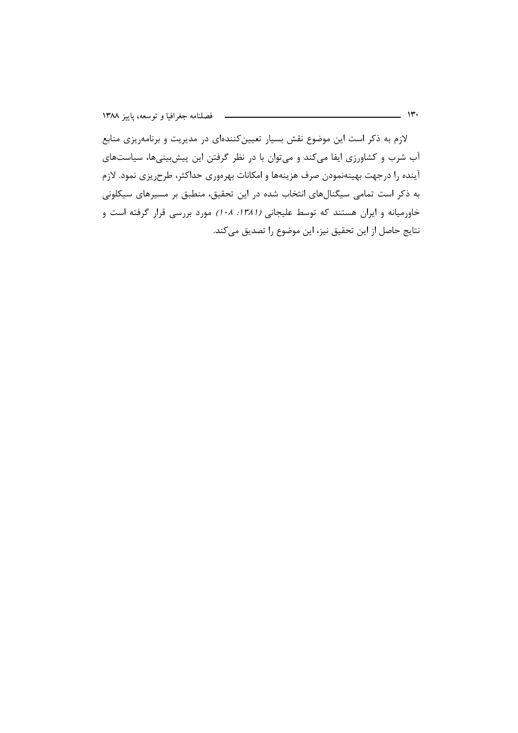لازم به ذکر است این موضوع نقش بسیار تعیین‌کننده‌ای در مدیریت و برنامه‌ریزی منابع آب شرب و کشاورزی ایفا می‌کند و می‌توان با در نظر گرفتن این پیش‌بینی‌ها، سیاست‌های آینده را درجهت بهینه‌نمودن صرف هزینه‌ها و امکانات بهره‌وری حداکثر، طرح‌ریزی نمود. لازم به ذکر است تمامی سیگنال‌های انتخاب شده در این تحقیق، منطبق بر مسیرهای سیکلونی خاورمیانه و ایران هستند که توسط علیجانی *(۱۳۸۱: ۱۰۸)* مورد بررسی قرار گرفته است و نتایج حاصل از این تحقیق نیز، این موضوع را تصدیق می‌کند.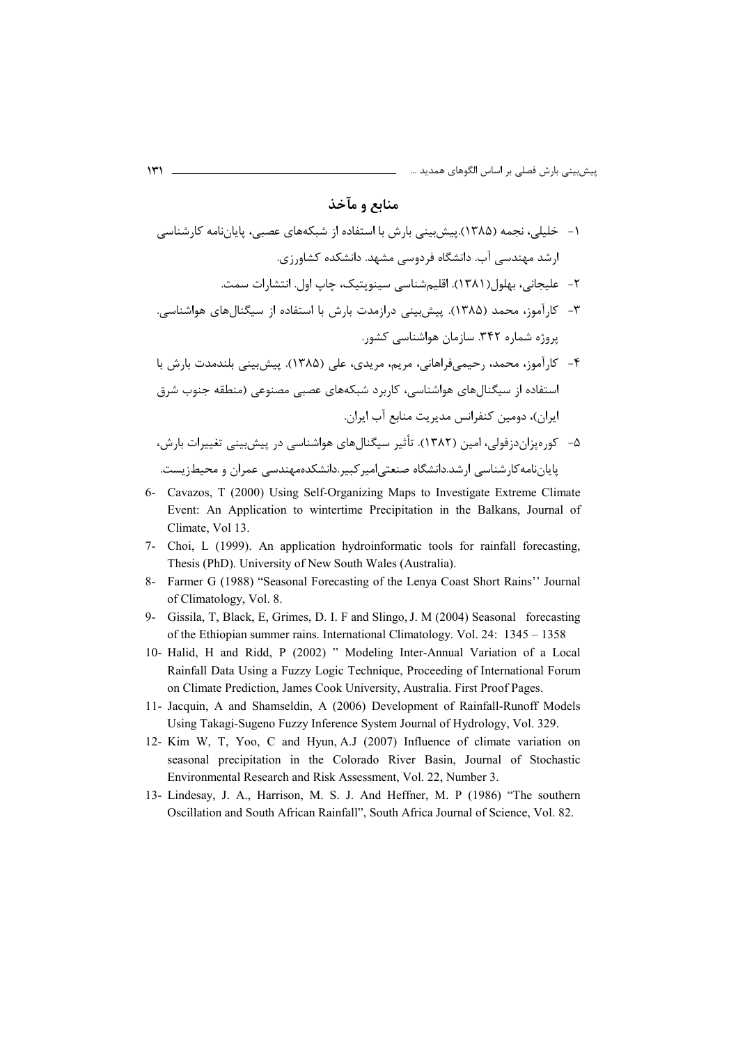## منابع و مآخذ

۱- خلیلی، نجمه (۱۳۸۵).پیش‌بینی بارش با استفاده از شبکه‌های عصبی، پایان‌نامه کارشناسی ارشد مهندسی آب. دانشگاه فردوسی مشهد. دانشکده کشاورزی.

۲- علیجانی، بهلول(۱۳۸۱). اقلیم‌شناسی سینوپتیک، چاپ اول. انتشارات سمت.

۳- کارآموز، محمد (۱۳۸۵). پیش‌بینی درازمدت بارش با استفاده از سیگنال‌های هواشناسی. پروژه شماره ۳۴۲. سازمان هواشناسی کشور.

۴- کارآموز، محمد، رحیمی‌فراهانی، مریم، مریدی، علی (۱۳۸۵). پیش‌بینی بلندمدت بارش با استفاده از سیگنال‌های هواشناسی، کاربرد شبکه‌های عصبی مصنوعی (منطقه جنوب شرق ایران)، دومین کنفرانس مدیریت منابع آب ایران.

۵- کوره‌پزان‌دزفولی، امین (۱۳۸۲). تأثیر سیگنال‌های هواشناسی در پیش‌بینی تغییرات بارش، پایان‌نامه‌کارشناسی ارشد.دانشگاه صنعتی‌امیرکبیر.دانشکده‌مهندسی عمران و محیط‌زیست.

6- Cavazos, T (2000) Using Self-Organizing Maps to Investigate Extreme Climate Event: An Application to wintertime Precipitation in the Balkans, Journal of Climate, Vol 13.

7- Choi, L (1999). An application hydroinformatic tools for rainfall forecasting, Thesis (PhD). University of New South Wales (Australia).

8- Farmer G (1988) "Seasonal Forecasting of the Lenya Coast Short Rains'' Journal of Climatology, Vol. 8.

9- Gissila, T, Black, E, Grimes, D. I. F and Slingo, J. M (2004) Seasonal forecasting of the Ethiopian summer rains. International Climatology. Vol. 24: 1345 – 1358

10- Halid, H and Ridd, P (2002) " Modeling Inter-Annual Variation of a Local Rainfall Data Using a Fuzzy Logic Technique, Proceeding of International Forum on Climate Prediction, James Cook University, Australia. First Proof Pages.

11- Jacquin, A and Shamseldin, A (2006) Development of Rainfall-Runoff Models Using Takagi-Sugeno Fuzzy Inference System Journal of Hydrology, Vol. 329.

12- Kim W, T, Yoo, C and Hyun, A.J (2007) Influence of climate variation on seasonal precipitation in the Colorado River Basin, Journal of Stochastic Environmental Research and Risk Assessment, Vol. 22, Number 3.

13- Lindesay, J. A., Harrison, M. S. J. And Heffner, M. P (1986) "The southern Oscillation and South African Rainfall", South Africa Journal of Science, Vol. 82.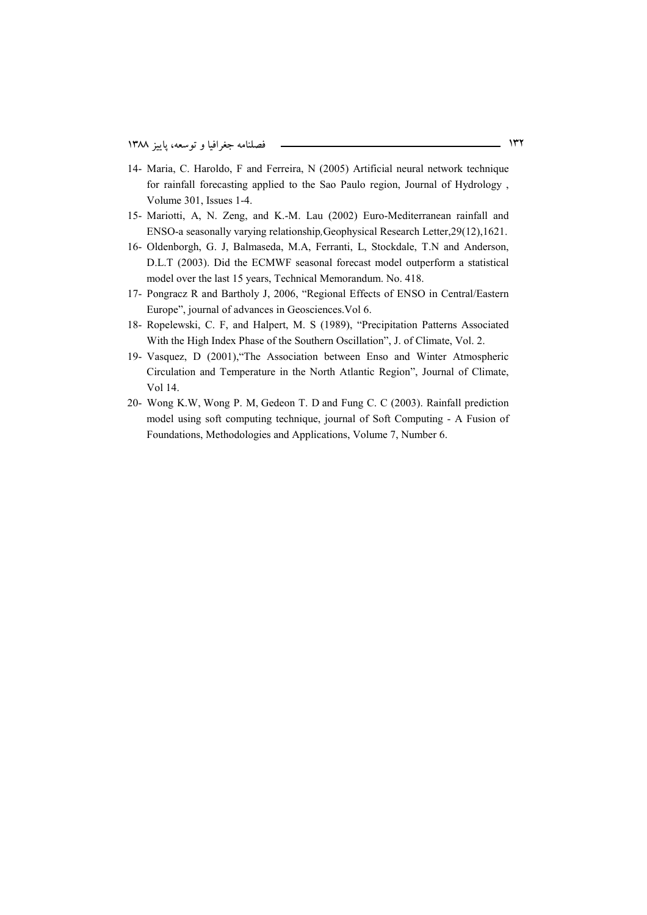14- Maria, C. Haroldo, F and Ferreira, N (2005) Artificial neural network technique for rainfall forecasting applied to the Sao Paulo region, Journal of Hydrology , Volume 301, Issues 1-4.

15- Mariotti, A, N. Zeng, and K.-M. Lau (2002) Euro-Mediterranean rainfall and ENSO-a seasonally varying relationship, Geophysical Research Letter,29(12),1621.

16- Oldenborgh, G. J, Balmaseda, M.A, Ferranti, L, Stockdale, T.N and Anderson, D.L.T (2003). Did the ECMWF seasonal forecast model outperform a statistical model over the last 15 years, Technical Memorandum. No. 418.

17- Pongracz R and Bartholy J, 2006, "Regional Effects of ENSO in Central/Eastern Europe", journal of advances in Geosciences.Vol 6.

18- Ropelewski, C. F, and Halpert, M. S (1989), "Precipitation Patterns Associated With the High Index Phase of the Southern Oscillation", J. of Climate, Vol. 2.

19- Vasquez, D (2001),"The Association between Enso and Winter Atmospheric Circulation and Temperature in the North Atlantic Region", Journal of Climate, Vol 14.

20- Wong K.W, Wong P. M, Gedeon T. D and Fung C. C (2003). Rainfall prediction model using soft computing technique, journal of Soft Computing - A Fusion of Foundations, Methodologies and Applications, Volume 7, Number 6.